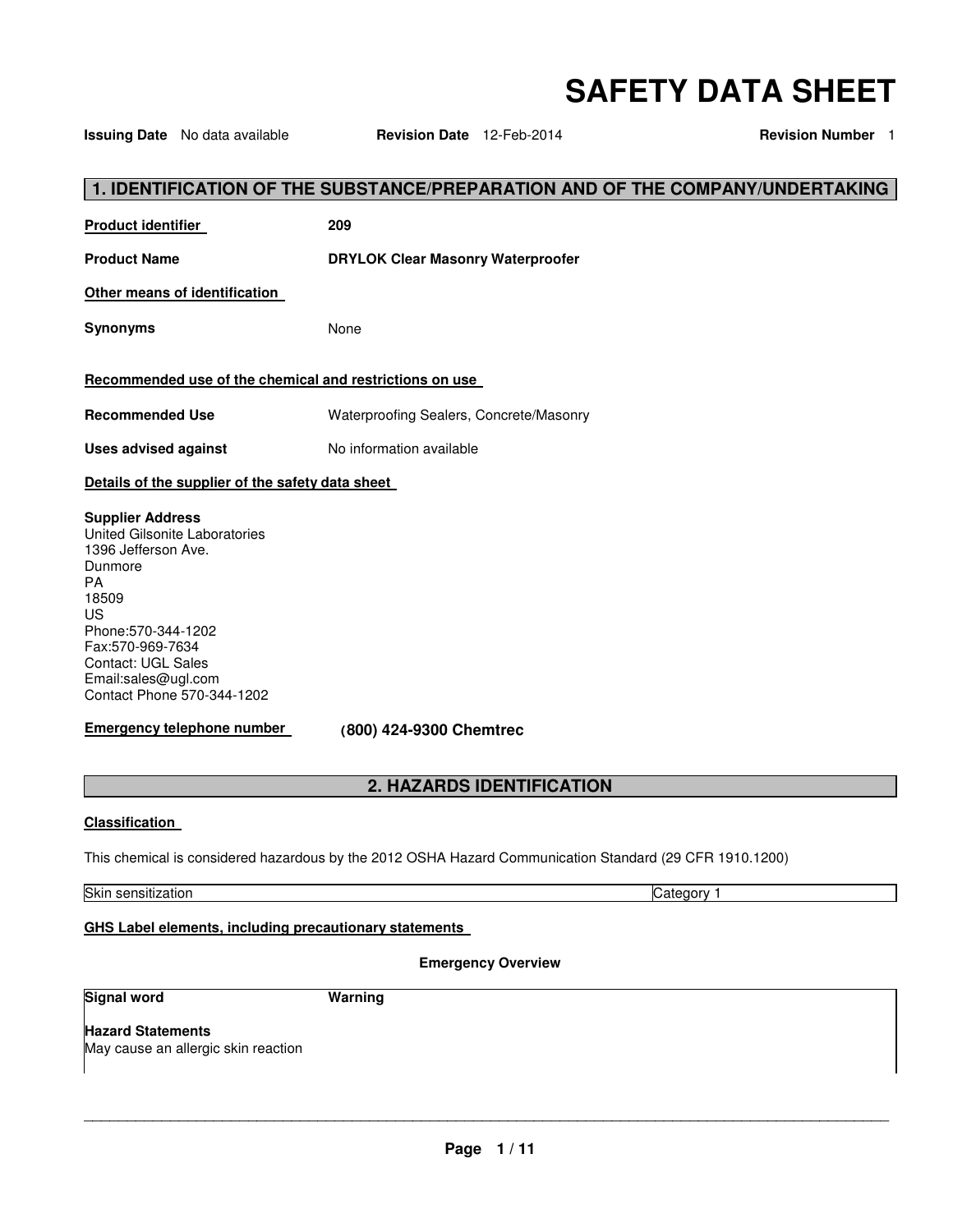# SAFETY DATA SHEET

**Issuing Date** No data available **Revision Date** 12-Feb-2014 **Revision Number** 1

## 1. IDENTIFICATION OF THE SUBSTANCE/PREPARATION AND OF THE COMPANY/UNDERTAKING

**Product identifier** 209

**Product Name** **DRYLOK Clear Masonry Waterproofer**

**Other means of identification**

**Synonyms** None

**Recommended use of the chemical and restrictions on use**

**Recommended Use** Waterproofing Sealers, Concrete/Masonry

**Uses advised against** No information available

**Details of the supplier of the safety data sheet**

**Supplier Address**
United Gilsonite Laboratories
1396 Jefferson Ave.
Dunmore
PA
18509
US
Phone:570-344-1202
Fax:570-969-7634
Contact: UGL Sales
Email:sales@ugl.com
Contact Phone 570-344-1202

**Emergency telephone number** **(800) 424-9300 Chemtrec**

## 2. HAZARDS IDENTIFICATION

**Classification**

This chemical is considered hazardous by the 2012 OSHA Hazard Communication Standard (29 CFR 1910.1200)

| Skin sensitization | Category 1 |
| --- | --- |

**GHS Label elements, including precautionary statements**

**Emergency Overview**

**Signal word** **Warning**

**Hazard Statements**
May cause an allergic skin reaction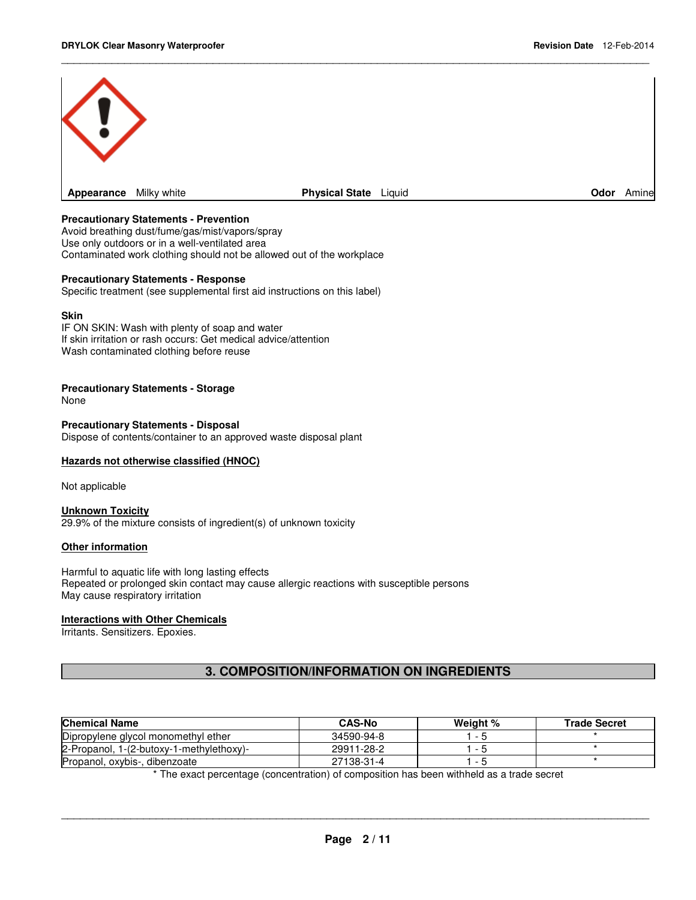**Appearance** Milky white **Physical State** Liquid **Odor** Amine

**Precautionary Statements - Prevention**
Avoid breathing dust/fume/gas/mist/vapors/spray
Use only outdoors or in a well-ventilated area
Contaminated work clothing should not be allowed out of the workplace

**Precautionary Statements - Response**
Specific treatment (see supplemental first aid instructions on this label)

**Skin**
IF ON SKIN: Wash with plenty of soap and water
If skin irritation or rash occurs: Get medical advice/attention
Wash contaminated clothing before reuse

**Precautionary Statements - Storage**
None

**Precautionary Statements - Disposal**
Dispose of contents/container to an approved waste disposal plant

**Hazards not otherwise classified (HNOC)**

Not applicable

**Unknown Toxicity**
29.9% of the mixture consists of ingredient(s) of unknown toxicity

**Other information**

Harmful to aquatic life with long lasting effects
Repeated or prolonged skin contact may cause allergic reactions with susceptible persons
May cause respiratory irritation

**Interactions with Other Chemicals**
Irritants. Sensitizers. Epoxies.

## 3. COMPOSITION/INFORMATION ON INGREDIENTS

| Chemical Name | CAS-No | Weight % | Trade Secret |
|---|---|---|---|
| Dipropylene glycol monomethyl ether | 34590-94-8 | 1 - 5 | * |
| 2-Propanol, 1-(2-butoxy-1-methylethoxy)- | 29911-28-2 | 1 - 5 | * |
| Propanol, oxybis-, dibenzoate | 27138-31-4 | 1 - 5 | * |

* The exact percentage (concentration) of composition has been withheld as a trade secret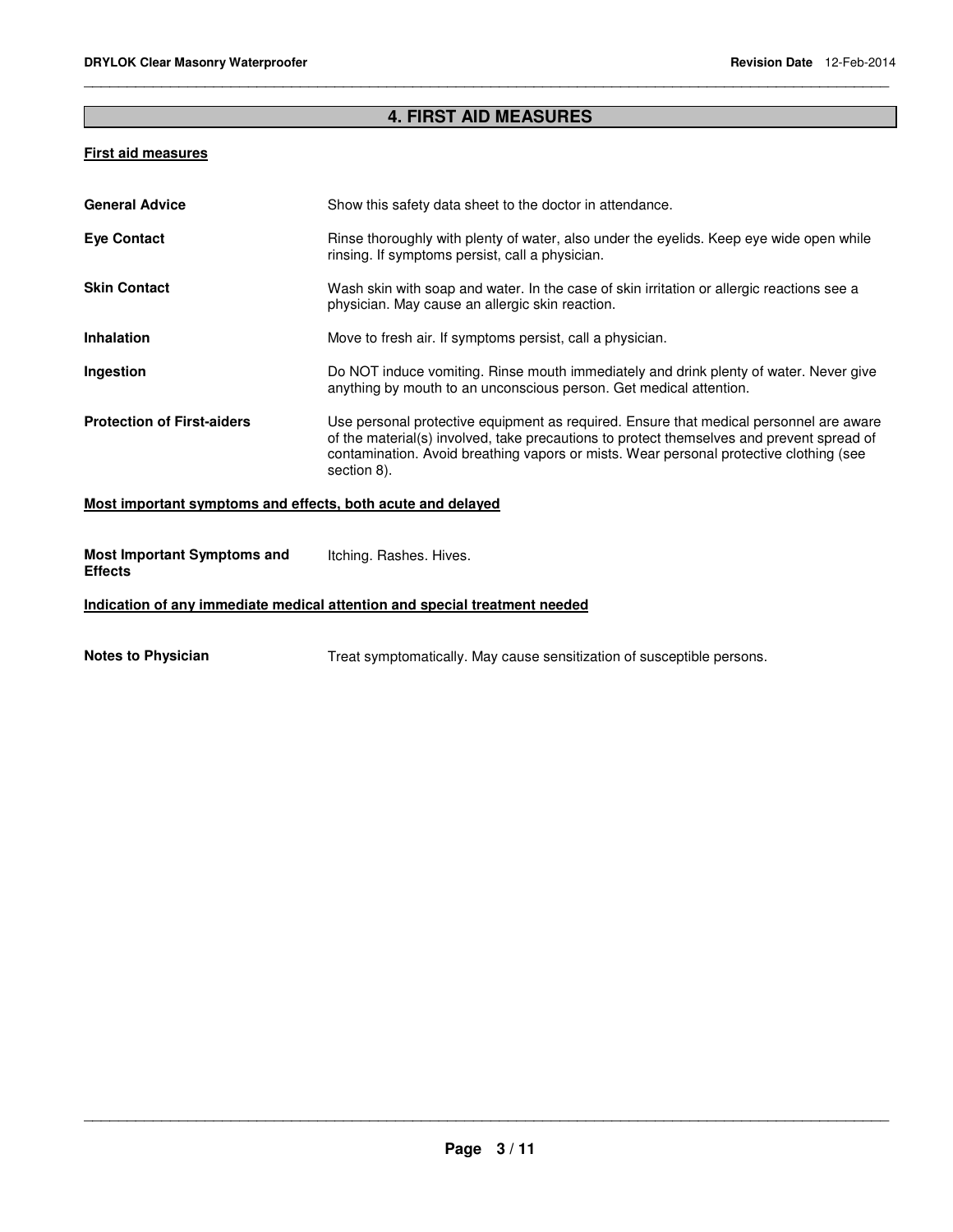## 4. FIRST AID MEASURES

### First aid measures

**General Advice**
Show this safety data sheet to the doctor in attendance.

**Eye Contact**
Rinse thoroughly with plenty of water, also under the eyelids. Keep eye wide open while rinsing. If symptoms persist, call a physician.

**Skin Contact**
Wash skin with soap and water. In the case of skin irritation or allergic reactions see a physician. May cause an allergic skin reaction.

**Inhalation**
Move to fresh air. If symptoms persist, call a physician.

**Ingestion**
Do NOT induce vomiting. Rinse mouth immediately and drink plenty of water. Never give anything by mouth to an unconscious person. Get medical attention.

**Protection of First-aiders**
Use personal protective equipment as required. Ensure that medical personnel are aware of the material(s) involved, take precautions to protect themselves and prevent spread of contamination. Avoid breathing vapors or mists. Wear personal protective clothing (see section 8).

### Most important symptoms and effects, both acute and delayed

**Most Important Symptoms and Effects**
Itching. Rashes. Hives.

### Indication of any immediate medical attention and special treatment needed

**Notes to Physician**
Treat symptomatically. May cause sensitization of susceptible persons.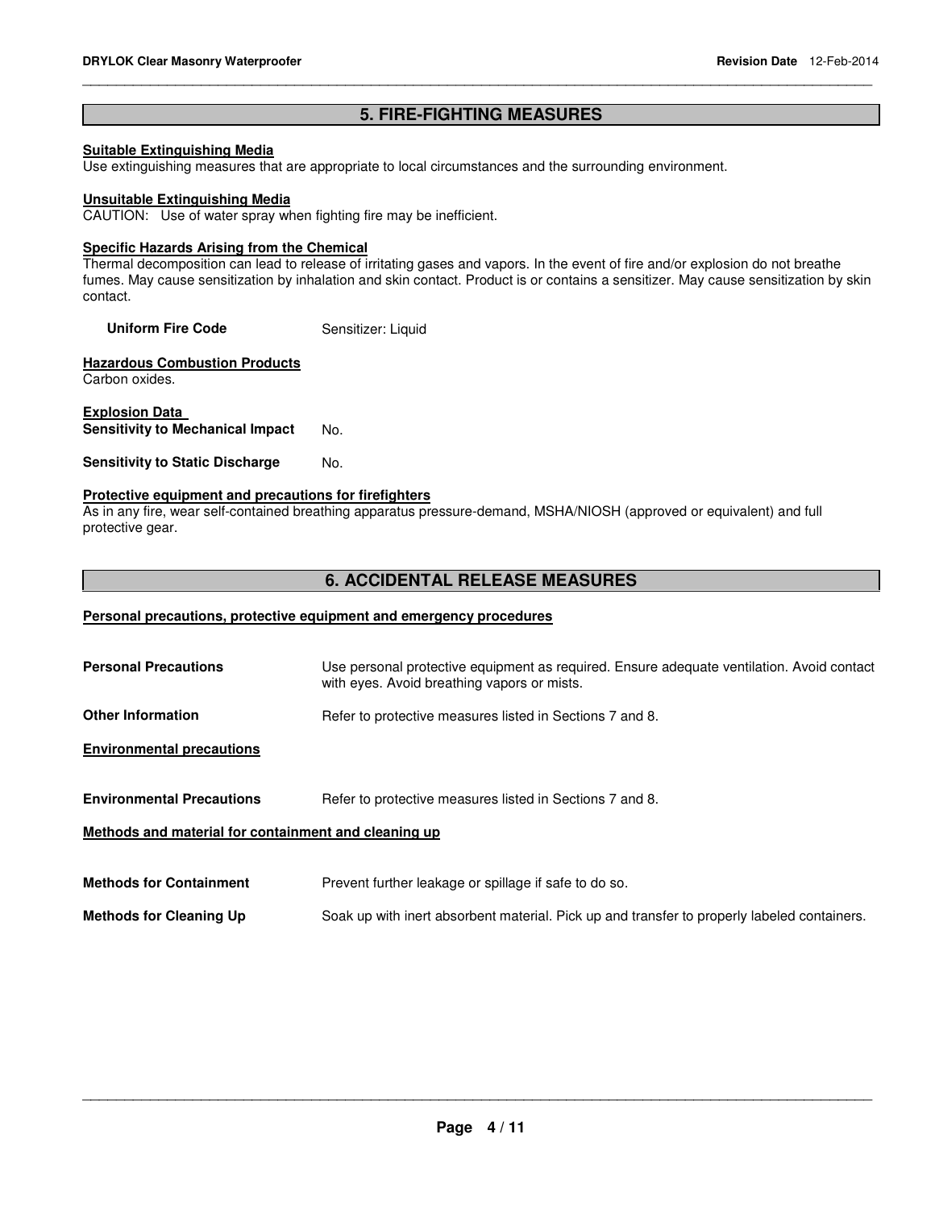## 5. FIRE-FIGHTING MEASURES

**Suitable Extinguishing Media**
Use extinguishing measures that are appropriate to local circumstances and the surrounding environment.

**Unsuitable Extinguishing Media**
CAUTION: Use of water spray when fighting fire may be inefficient.

**Specific Hazards Arising from the Chemical**
Thermal decomposition can lead to release of irritating gases and vapors. In the event of fire and/or explosion do not breathe fumes. May cause sensitization by inhalation and skin contact. Product is or contains a sensitizer. May cause sensitization by skin contact.

**Uniform Fire Code** Sensitizer: Liquid

**Hazardous Combustion Products**
Carbon oxides.

**Explosion Data**
**Sensitivity to Mechanical Impact** No.

**Sensitivity to Static Discharge** No.

**Protective equipment and precautions for firefighters**
As in any fire, wear self-contained breathing apparatus pressure-demand, MSHA/NIOSH (approved or equivalent) and full protective gear.

## 6. ACCIDENTAL RELEASE MEASURES

**Personal precautions, protective equipment and emergency procedures**

**Personal Precautions** Use personal protective equipment as required. Ensure adequate ventilation. Avoid contact with eyes. Avoid breathing vapors or mists.

**Other Information** Refer to protective measures listed in Sections 7 and 8.

**Environmental precautions**

**Environmental Precautions** Refer to protective measures listed in Sections 7 and 8.

**Methods and material for containment and cleaning up**

**Methods for Containment** Prevent further leakage or spillage if safe to do so.

**Methods for Cleaning Up** Soak up with inert absorbent material. Pick up and transfer to properly labeled containers.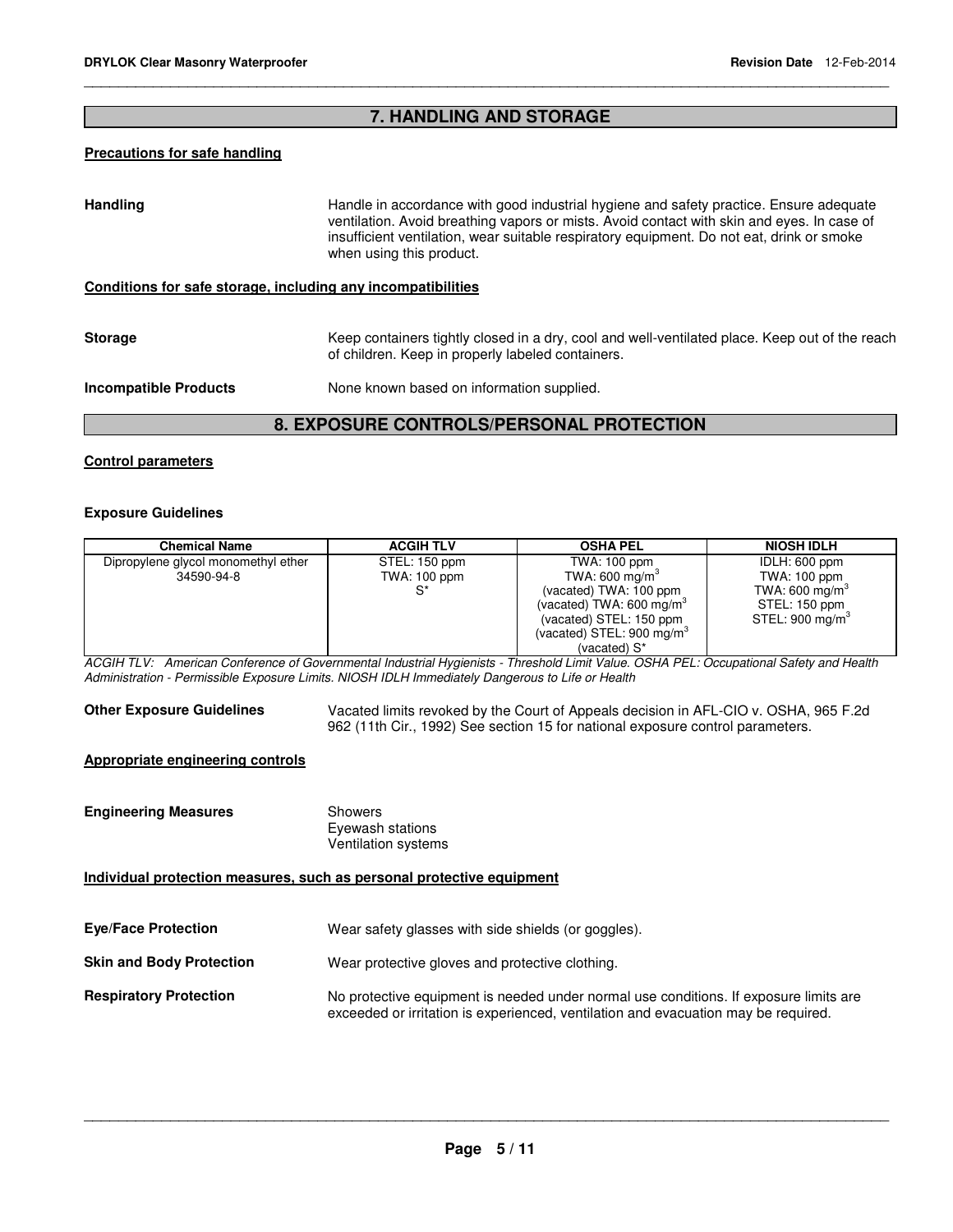## 7. HANDLING AND STORAGE

**Precautions for safe handling**

**Handling** Handle in accordance with good industrial hygiene and safety practice. Ensure adequate ventilation. Avoid breathing vapors or mists. Avoid contact with skin and eyes. In case of insufficient ventilation, wear suitable respiratory equipment. Do not eat, drink or smoke when using this product.

**Conditions for safe storage, including any incompatibilities**

**Storage** Keep containers tightly closed in a dry, cool and well-ventilated place. Keep out of the reach of children. Keep in properly labeled containers.

**Incompatible Products** None known based on information supplied.

## 8. EXPOSURE CONTROLS/PERSONAL PROTECTION

**Control parameters**

**Exposure Guidelines**

| Chemical Name | ACGIH TLV | OSHA PEL | NIOSH IDLH |
|---|---|---|---|
| Dipropylene glycol monomethyl ether 34590-94-8 | STEL: 150 ppm<br>TWA: 100 ppm<br>S* | TWA: 100 ppm<br>TWA: 600 mg/m$^3$<br>(vacated) TWA: 100 ppm<br>(vacated) TWA: 600 mg/m$^3$<br>(vacated) STEL: 150 ppm<br>(vacated) STEL: 900 mg/m$^3$<br>(vacated) S* | IDLH: 600 ppm<br>TWA: 100 ppm<br>TWA: 600 mg/m$^3$<br>STEL: 150 ppm<br>STEL: 900 mg/m$^3$ |

*ACGIH TLV: American Conference of Governmental Industrial Hygienists - Threshold Limit Value. OSHA PEL: Occupational Safety and Health Administration - Permissible Exposure Limits. NIOSH IDLH Immediately Dangerous to Life or Health*

**Other Exposure Guidelines** Vacated limits revoked by the Court of Appeals decision in AFL-CIO v. OSHA, 965 F.2d 962 (11th Cir., 1992) See section 15 for national exposure control parameters.

**Appropriate engineering controls**

**Engineering Measures** Showers
Eyewash stations
Ventilation systems

**Individual protection measures, such as personal protective equipment**

**Eye/Face Protection** Wear safety glasses with side shields (or goggles).

**Skin and Body Protection** Wear protective gloves and protective clothing.

**Respiratory Protection** No protective equipment is needed under normal use conditions. If exposure limits are exceeded or irritation is experienced, ventilation and evacuation may be required.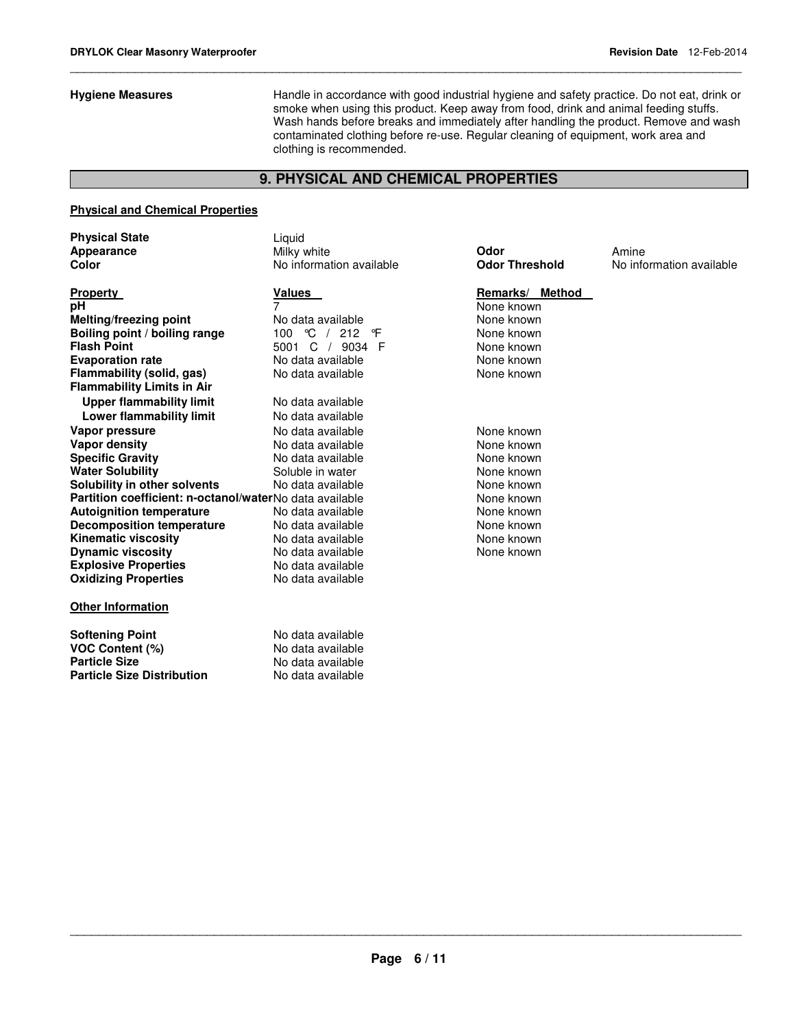**Hygiene Measures**

Handle in accordance with good industrial hygiene and safety practice. Do not eat, drink or smoke when using this product. Keep away from food, drink and animal feeding stuffs. Wash hands before breaks and immediately after handling the product. Remove and wash contaminated clothing before re-use. Regular cleaning of equipment, work area and clothing is recommended.

## 9. PHYSICAL AND CHEMICAL PROPERTIES

### Physical and Chemical Properties

| | | | |
|---|---|---|---|
| **Physical State** | Liquid | | |
| **Appearance** | Milky white | **Odor** | Amine |
| **Color** | No information available | **Odor Threshold** | No information available |

| **Property** | **Values** | **Remarks/ Method** |
|---|---|---|
| **pH** | 7 | None known |
| **Melting/freezing point** | No data available | None known |
| **Boiling point / boiling range** | 100 °C / 212 °F | None known |
| **Flash Point** | 5001 C / 9034 F | None known |
| **Evaporation rate** | No data available | None known |
| **Flammability (solid, gas)** | No data available | None known |
| **Flammability Limits in Air** | | |
| **Upper flammability limit** | No data available | |
| **Lower flammability limit** | No data available | |
| **Vapor pressure** | No data available | None known |
| **Vapor density** | No data available | None known |
| **Specific Gravity** | No data available | None known |
| **Water Solubility** | Soluble in water | None known |
| **Solubility in other solvents** | No data available | None known |
| **Partition coefficient: n-octanol/water** | No data available | None known |
| **Autoignition temperature** | No data available | None known |
| **Decomposition temperature** | No data available | None known |
| **Kinematic viscosity** | No data available | None known |
| **Dynamic viscosity** | No data available | None known |
| **Explosive Properties** | No data available | |
| **Oxidizing Properties** | No data available | |

### Other Information

| | |
|---|---|
| **Softening Point** | No data available |
| **VOC Content (%)** | No data available |
| **Particle Size** | No data available |
| **Particle Size Distribution** | No data available |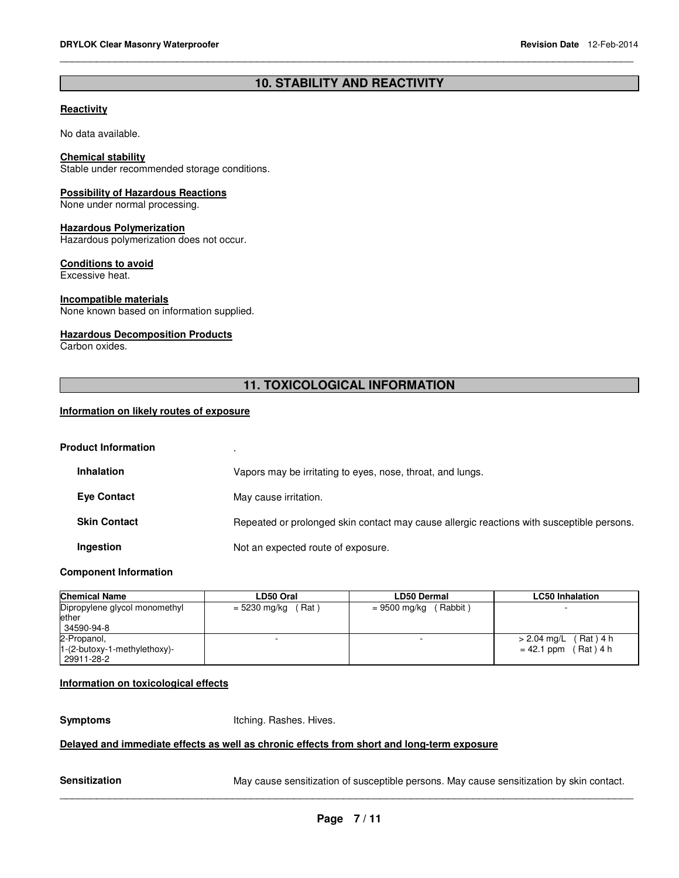## 10. STABILITY AND REACTIVITY

**Reactivity**

No data available.

**Chemical stability**
Stable under recommended storage conditions.

**Possibility of Hazardous Reactions**
None under normal processing.

**Hazardous Polymerization**
Hazardous polymerization does not occur.

**Conditions to avoid**
Excessive heat.

**Incompatible materials**
None known based on information supplied.

**Hazardous Decomposition Products**
Carbon oxides.

## 11. TOXICOLOGICAL INFORMATION

**Information on likely routes of exposure**

**Product Information** .

**Inhalation** Vapors may be irritating to eyes, nose, throat, and lungs.

**Eye Contact** May cause irritation.

**Skin Contact** Repeated or prolonged skin contact may cause allergic reactions with susceptible persons.

**Ingestion** Not an expected route of exposure.

**Component Information**

| Chemical Name | LD50 Oral | LD50 Dermal | LC50 Inhalation |
|---|---|---|---|
| Dipropylene glycol monomethyl ether 34590-94-8 | = 5230 mg/kg ( Rat ) | = 9500 mg/kg ( Rabbit ) | - |
| 2-Propanol, 1-(2-butoxy-1-methylethoxy)- 29911-28-2 | - | - | > 2.04 mg/L ( Rat ) 4 h<br>= 42.1 ppm ( Rat ) 4 h |

**Information on toxicological effects**

**Symptoms** Itching. Rashes. Hives.

**Delayed and immediate effects as well as chronic effects from short and long-term exposure**

**Sensitization** May cause sensitization of susceptible persons. May cause sensitization by skin contact.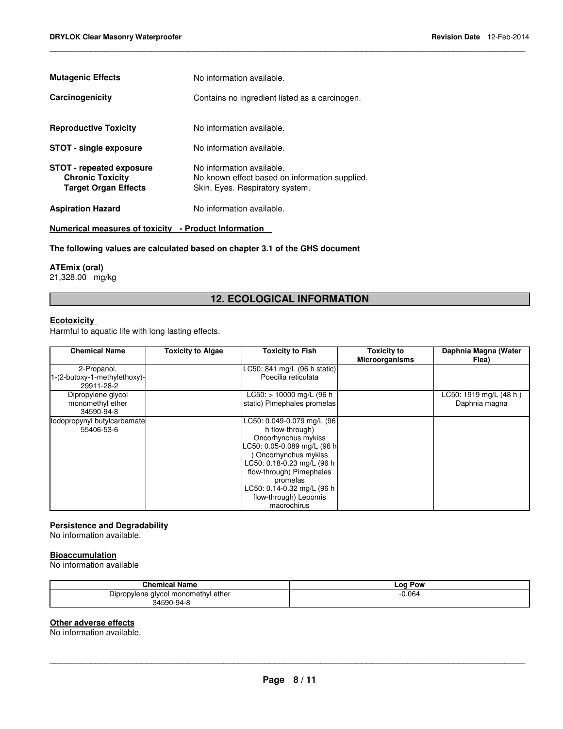**Mutagenic Effects** No information available.

**Carcinogenicity** Contains no ingredient listed as a carcinogen.

**Reproductive Toxicity** No information available.

**STOT - single exposure** No information available.

**STOT - repeated exposure** No information available.
**Chronic Toxicity** No known effect based on information supplied.
**Target Organ Effects** Skin. Eyes. Respiratory system.

**Aspiration Hazard** No information available.

**Numerical measures of toxicity - Product Information**

**The following values are calculated based on chapter 3.1 of the GHS document**

**ATEmix (oral)**
21,328.00 mg/kg

## 12. ECOLOGICAL INFORMATION

**Ecotoxicity**
Harmful to aquatic life with long lasting effects.

| Chemical Name | Toxicity to Algae | Toxicity to Fish | Toxicity to Microorganisms | Daphnia Magna (Water Flea) |
|---|---|---|---|---|
| 2-Propanol, 1-(2-butoxy-1-methylethoxy)- 29911-28-2 | | LC50: 841 mg/L (96 h static) Poecilia reticulata | | |
| Dipropylene glycol monomethyl ether 34590-94-8 | | LC50: > 10000 mg/L (96 h static) Pimephales promelas | | LC50: 1919 mg/L (48 h ) Daphnia magna |
| Iodopropynyl butylcarbamate 55406-53-6 | | LC50: 0.049-0.079 mg/L (96 h flow-through) Oncorhynchus mykiss LC50: 0.05-0.089 mg/L (96 h ) Oncorhynchus mykiss LC50: 0.18-0.23 mg/L (96 h flow-through) Pimephales promelas LC50: 0.14-0.32 mg/L (96 h flow-through) Lepomis macrochirus | | |

**Persistence and Degradability**
No information available.

**Bioaccumulation**
No information available

| Chemical Name | Log Pow |
|---|---|
| Dipropylene glycol monomethyl ether 34590-94-8 | -0.064 |

**Other adverse effects**
No information available.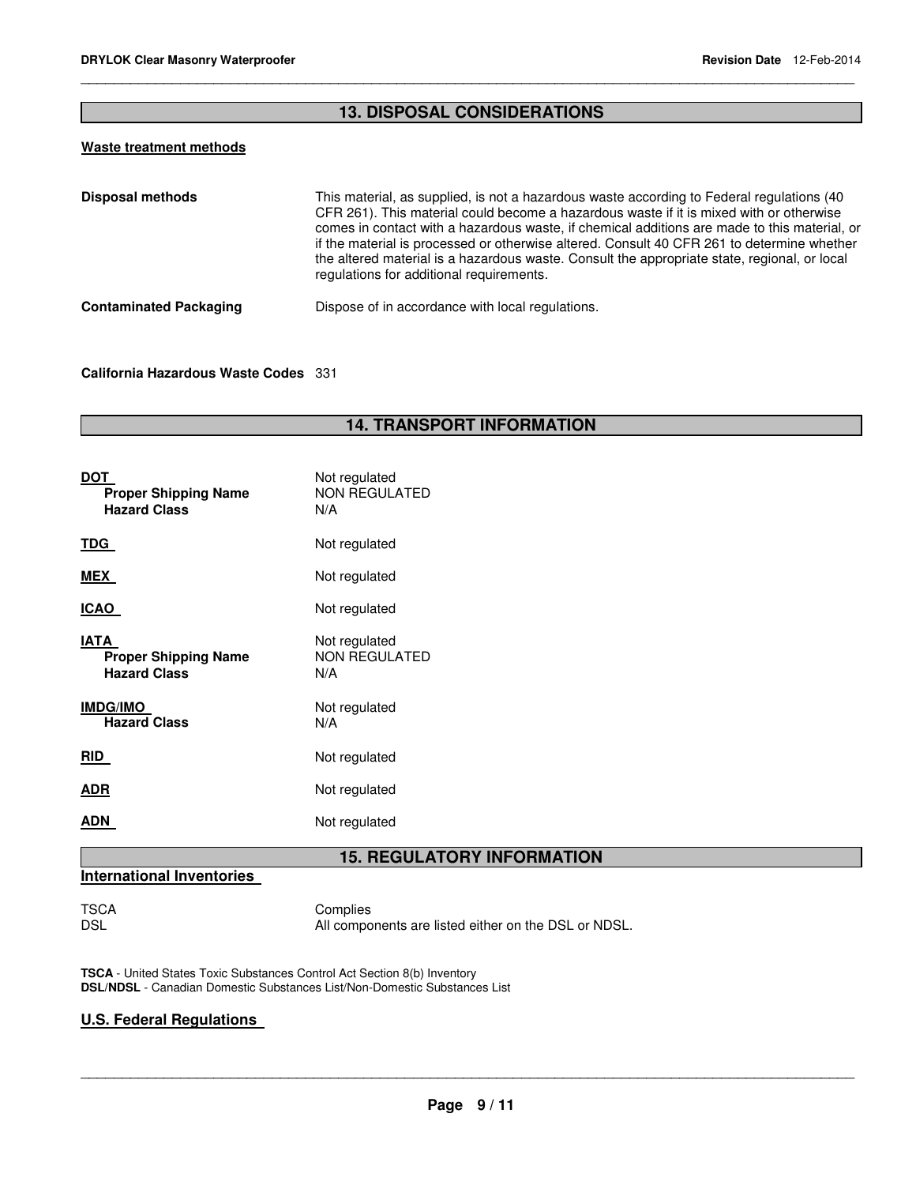## 13. DISPOSAL CONSIDERATIONS

**Waste treatment methods**

**Disposal methods**

This material, as supplied, is not a hazardous waste according to Federal regulations (40 CFR 261). This material could become a hazardous waste if it is mixed with or otherwise comes in contact with a hazardous waste, if chemical additions are made to this material, or if the material is processed or otherwise altered. Consult 40 CFR 261 to determine whether the altered material is a hazardous waste. Consult the appropriate state, regional, or local regulations for additional requirements.

**Contaminated Packaging**

Dispose of in accordance with local regulations.

**California Hazardous Waste Codes** 331

## 14. TRANSPORT INFORMATION

| | |
|---|---|
| **DOT** | Not regulated |
| **Proper Shipping Name** | NON REGULATED |
| **Hazard Class** | N/A |
| **TDG** | Not regulated |
| **MEX** | Not regulated |
| **ICAO** | Not regulated |
| **IATA** | Not regulated |
| **Proper Shipping Name** | NON REGULATED |
| **Hazard Class** | N/A |
| **IMDG/IMO** | Not regulated |
| **Hazard Class** | N/A |
| **RID** | Not regulated |
| **ADR** | Not regulated |
| **ADN** | Not regulated |

## 15. REGULATORY INFORMATION

**International Inventories**

| | |
|---|---|
| TSCA | Complies |
| DSL | All components are listed either on the DSL or NDSL. |

**TSCA** - United States Toxic Substances Control Act Section 8(b) Inventory
**DSL/NDSL** - Canadian Domestic Substances List/Non-Domestic Substances List

**U.S. Federal Regulations**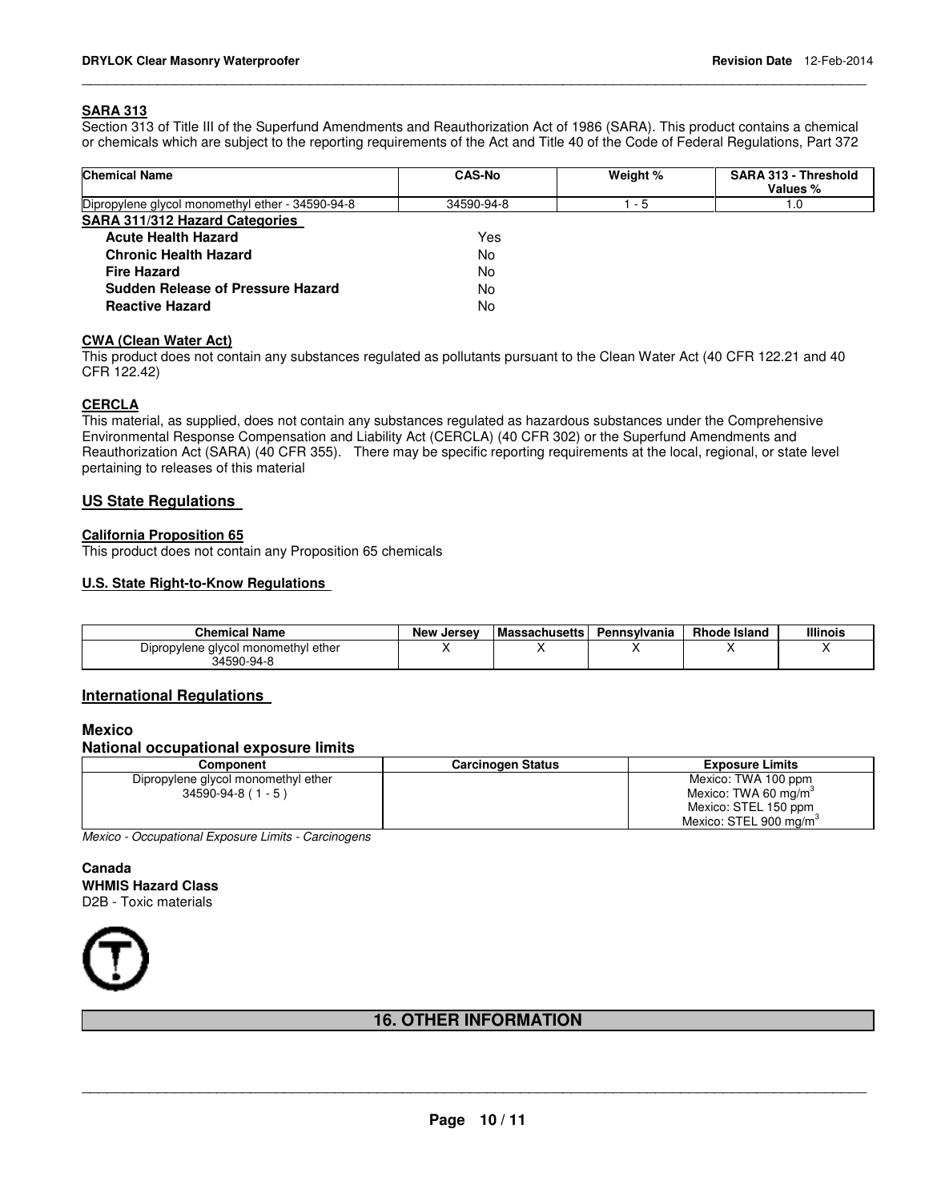### SARA 313

Section 313 of Title III of the Superfund Amendments and Reauthorization Act of 1986 (SARA). This product contains a chemical or chemicals which are subject to the reporting requirements of the Act and Title 40 of the Code of Federal Regulations, Part 372

| Chemical Name | CAS-No | Weight % | SARA 313 - Threshold Values % |
|---|---|---|---|
| Dipropylene glycol monomethyl ether - 34590-94-8 | 34590-94-8 | 1 - 5 | 1.0 |

### SARA 311/312 Hazard Categories

| | |
|---|---|
| **Acute Health Hazard** | Yes |
| **Chronic Health Hazard** | No |
| **Fire Hazard** | No |
| **Sudden Release of Pressure Hazard** | No |
| **Reactive Hazard** | No |

### CWA (Clean Water Act)

This product does not contain any substances regulated as pollutants pursuant to the Clean Water Act (40 CFR 122.21 and 40 CFR 122.42)

### CERCLA

This material, as supplied, does not contain any substances regulated as hazardous substances under the Comprehensive Environmental Response Compensation and Liability Act (CERCLA) (40 CFR 302) or the Superfund Amendments and Reauthorization Act (SARA) (40 CFR 355). There may be specific reporting requirements at the local, regional, or state level pertaining to releases of this material

## US State Regulations

### California Proposition 65

This product does not contain any Proposition 65 chemicals

### U.S. State Right-to-Know Regulations

| Chemical Name | New Jersey | Massachusetts | Pennsylvania | Rhode Island | Illinois |
|---|---|---|---|---|---|
| Dipropylene glycol monomethyl ether 34590-94-8 | X | X | X | X | X |

## International Regulations

### Mexico

### National occupational exposure limits

| Component | Carcinogen Status | Exposure Limits |
|---|---|---|
| Dipropylene glycol monomethyl ether 34590-94-8 ( 1 - 5 ) | | Mexico: TWA 100 ppm<br>Mexico: TWA 60 mg/m$^3$<br>Mexico: STEL 150 ppm<br>Mexico: STEL 900 mg/m$^3$ |

*Mexico - Occupational Exposure Limits - Carcinogens*

### Canada

**WHMIS Hazard Class**

D2B - Toxic materials

## 16. OTHER INFORMATION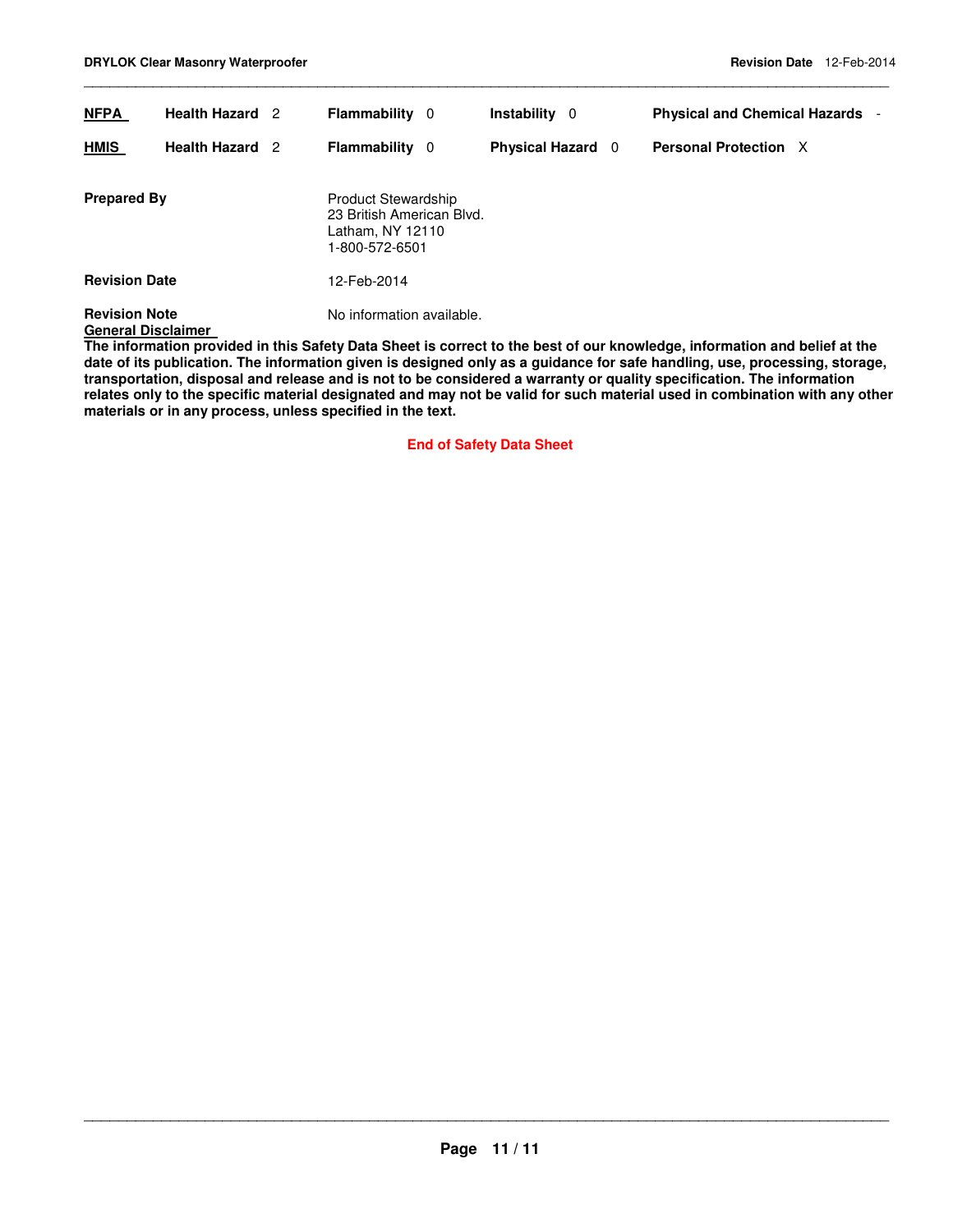| | | | | |
|---|---|---|---|---|
| **NFPA** | **Health Hazard** 2 | **Flammability** 0 | **Instability** 0 | **Physical and Chemical Hazards** - |
| **HMIS** | **Health Hazard** 2 | **Flammability** 0 | **Physical Hazard** 0 | **Personal Protection** X |

**Prepared By**

Product Stewardship
23 British American Blvd.
Latham, NY 12110
1-800-572-6501

**Revision Date** 12-Feb-2014

**Revision Note** No information available.

**General Disclaimer**

**The information provided in this Safety Data Sheet is correct to the best of our knowledge, information and belief at the date of its publication. The information given is designed only as a guidance for safe handling, use, processing, storage, transportation, disposal and release and is not to be considered a warranty or quality specification. The information relates only to the specific material designated and may not be valid for such material used in combination with any other materials or in any process, unless specified in the text.**

**End of Safety Data Sheet**